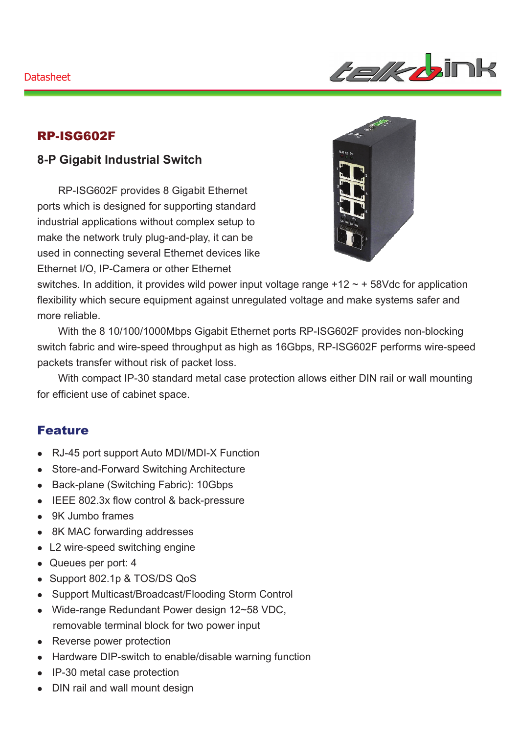Datasheet

# RP-ISG602F

## 8-P Gigabit Industrial Switch

RP-ISG602F provides 8 Gigabit Ethernet ports which is designed for supporting standard industrial applications without complex setup to make the network truly plug-and-play, it can be used in connecting several Ethernet devices like Ethernet I/O, IP-Camera or other Ethernet switches. In addition, it provides wild power input voltage range +12 ~ + 58Vdc for application flexibility which secure equipment against unregulated voltage and make systems safer and more reliable.

With the 8 10/100/1000Mbps Gigabit Ethernet ports RP-ISG602F provides non-blocking switch fabric and wire-speed throughput as high as 16Gbps, RP-ISG602F performs wire-speed packets transfer without risk of packet loss.

With compact IP-30 standard metal case protection allows either DIN rail or wall mounting for efficient use of cabinet space.

## Feature

- RJ-45 port support Auto MDI/MDI-X Function
- Store-and-Forward Switching Architecture
- Back-plane (Switching Fabric): 10Gbps
- IEEE 802.3x flow control & back-pressure
- 9K Jumbo frames
- 8K MAC forwarding addresses
- L2 wire-speed switching engine
- Queues per port: 4
- Support 802.1p & TOS/DS QoS
- Support Multicast/Broadcast/Flooding Storm Control
- Wide-range Redundant Power design 12~58 VDC, removable terminal block for two power input
- Reverse power protection
- Hardware DIP-switch to enable/disable warning function
- IP-30 metal case protection
- DIN rail and wall mount design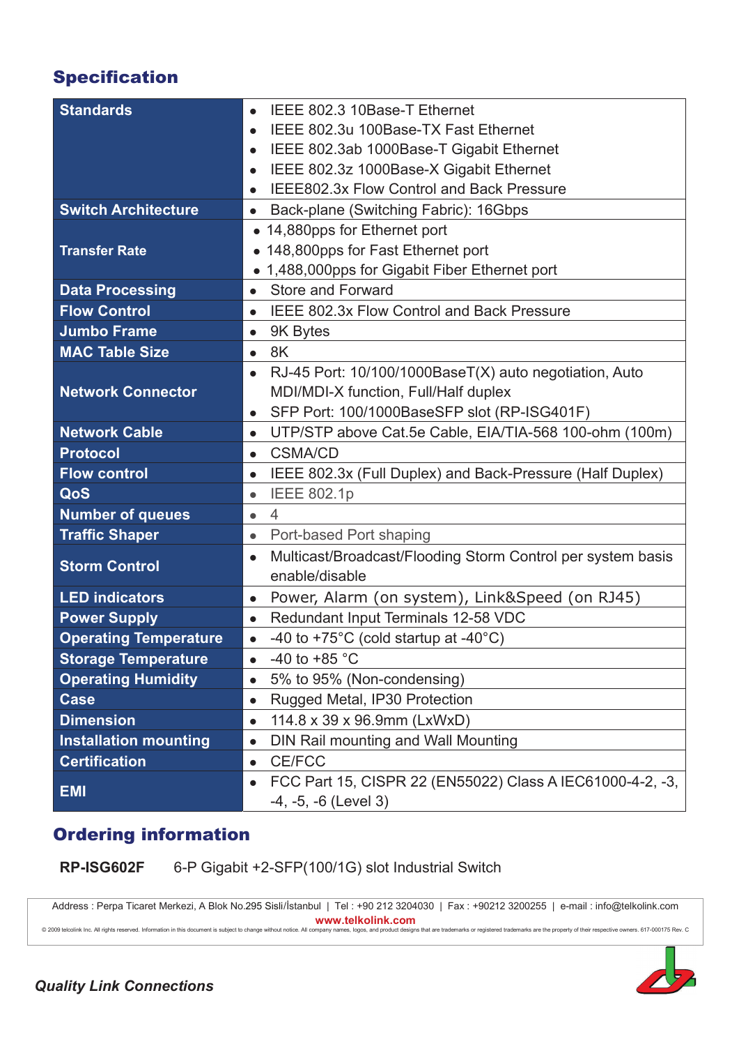## Specification

| | |
|---|---|
| **Standards** | • IEEE 802.3 10Base-T Ethernet<br>• IEEE 802.3u 100Base-TX Fast Ethernet<br>• IEEE 802.3ab 1000Base-T Gigabit Ethernet<br>• IEEE 802.3z 1000Base-X Gigabit Ethernet<br>• IEEE802.3x Flow Control and Back Pressure |
| **Switch Architecture** | • Back-plane (Switching Fabric): 16Gbps |
| **Transfer Rate** | • 14,880pps for Ethernet port<br>• 148,800pps for Fast Ethernet port<br>• 1,488,000pps for Gigabit Fiber Ethernet port |
| **Data Processing** | • Store and Forward |
| **Flow Control** | • IEEE 802.3x Flow Control and Back Pressure |
| **Jumbo Frame** | • 9K Bytes |
| **MAC Table Size** | • 8K |
| **Network Connector** | • RJ-45 Port: 10/100/1000BaseT(X) auto negotiation, Auto MDI/MDI-X function, Full/Half duplex<br>• SFP Port: 100/1000BaseSFP slot (RP-ISG401F) |
| **Network Cable** | • UTP/STP above Cat.5e Cable, EIA/TIA-568 100-ohm (100m) |
| **Protocol** | • CSMA/CD |
| **Flow control** | • IEEE 802.3x (Full Duplex) and Back-Pressure (Half Duplex) |
| **QoS** | • IEEE 802.1p |
| **Number of queues** | • 4 |
| **Traffic Shaper** | • Port-based Port shaping |
| **Storm Control** | • Multicast/Broadcast/Flooding Storm Control per system basis enable/disable |
| **LED indicators** | • Power, Alarm (on system), Link&Speed (on RJ45) |
| **Power Supply** | • Redundant Input Terminals 12-58 VDC |
| **Operating Temperature** | • -40 to +75°C (cold startup at -40°C) |
| **Storage Temperature** | • -40 to +85 °C |
| **Operating Humidity** | • 5% to 95% (Non-condensing) |
| **Case** | • Rugged Metal, IP30 Protection |
| **Dimension** | • 114.8 x 39 x 96.9mm (LxWxD) |
| **Installation mounting** | • DIN Rail mounting and Wall Mounting |
| **Certification** | • CE/FCC |
| **EMI** | • FCC Part 15, CISPR 22 (EN55022) Class A IEC61000-4-2, -3, -4, -5, -6 (Level 3) |

## Ordering information

**RP-ISG602F** 6-P Gigabit +2-SFP(100/1G) slot Industrial Switch

Address : Perpa Ticaret Merkezi, A Blok No.295 Sisli/İstanbul | Tel : +90 212 3204030 | Fax : +90212 3200255 | e-mail : info@telkolink.com

**www.telkolink.com**

© 2009 telcolink Inc. All rights reserved. Information in this document is subject to change without notice. All company names, logos, and product designs that are trademarks or registered trademarks are the property of their respective owners. 617-000175 Rev. C

*Quality Link Connections*